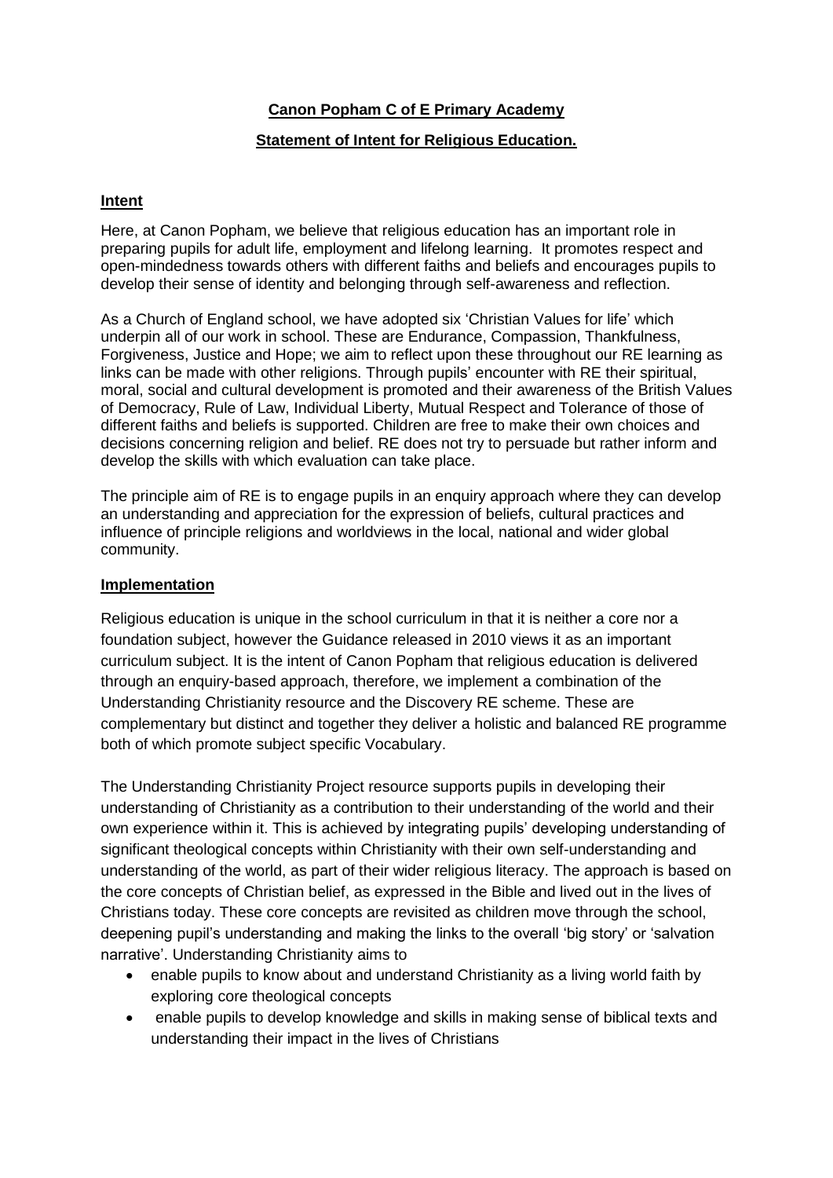# Canon Popham C of E Primary Academy

## Statement of Intent for Religious Education.

### Intent

Here, at Canon Popham, we believe that religious education has an important role in preparing pupils for adult life, employment and lifelong learning. It promotes respect and open-mindedness towards others with different faiths and beliefs and encourages pupils to develop their sense of identity and belonging through self-awareness and reflection.

As a Church of England school, we have adopted six 'Christian Values for life' which underpin all of our work in school. These are Endurance, Compassion, Thankfulness, Forgiveness, Justice and Hope; we aim to reflect upon these throughout our RE learning as links can be made with other religions. Through pupils' encounter with RE their spiritual, moral, social and cultural development is promoted and their awareness of the British Values of Democracy, Rule of Law, Individual Liberty, Mutual Respect and Tolerance of those of different faiths and beliefs is supported. Children are free to make their own choices and decisions concerning religion and belief. RE does not try to persuade but rather inform and develop the skills with which evaluation can take place.

The principle aim of RE is to engage pupils in an enquiry approach where they can develop an understanding and appreciation for the expression of beliefs, cultural practices and influence of principle religions and worldviews in the local, national and wider global community.

### Implementation

Religious education is unique in the school curriculum in that it is neither a core nor a foundation subject, however the Guidance released in 2010 views it as an important curriculum subject. It is the intent of Canon Popham that religious education is delivered through an enquiry-based approach, therefore, we implement a combination of the Understanding Christianity resource and the Discovery RE scheme. These are complementary but distinct and together they deliver a holistic and balanced RE programme both of which promote subject specific Vocabulary.

The Understanding Christianity Project resource supports pupils in developing their understanding of Christianity as a contribution to their understanding of the world and their own experience within it. This is achieved by integrating pupils' developing understanding of significant theological concepts within Christianity with their own self-understanding and understanding of the world, as part of their wider religious literacy. The approach is based on the core concepts of Christian belief, as expressed in the Bible and lived out in the lives of Christians today. These core concepts are revisited as children move through the school, deepening pupil's understanding and making the links to the overall 'big story' or 'salvation narrative'. Understanding Christianity aims to

- enable pupils to know about and understand Christianity as a living world faith by exploring core theological concepts
- enable pupils to develop knowledge and skills in making sense of biblical texts and understanding their impact in the lives of Christians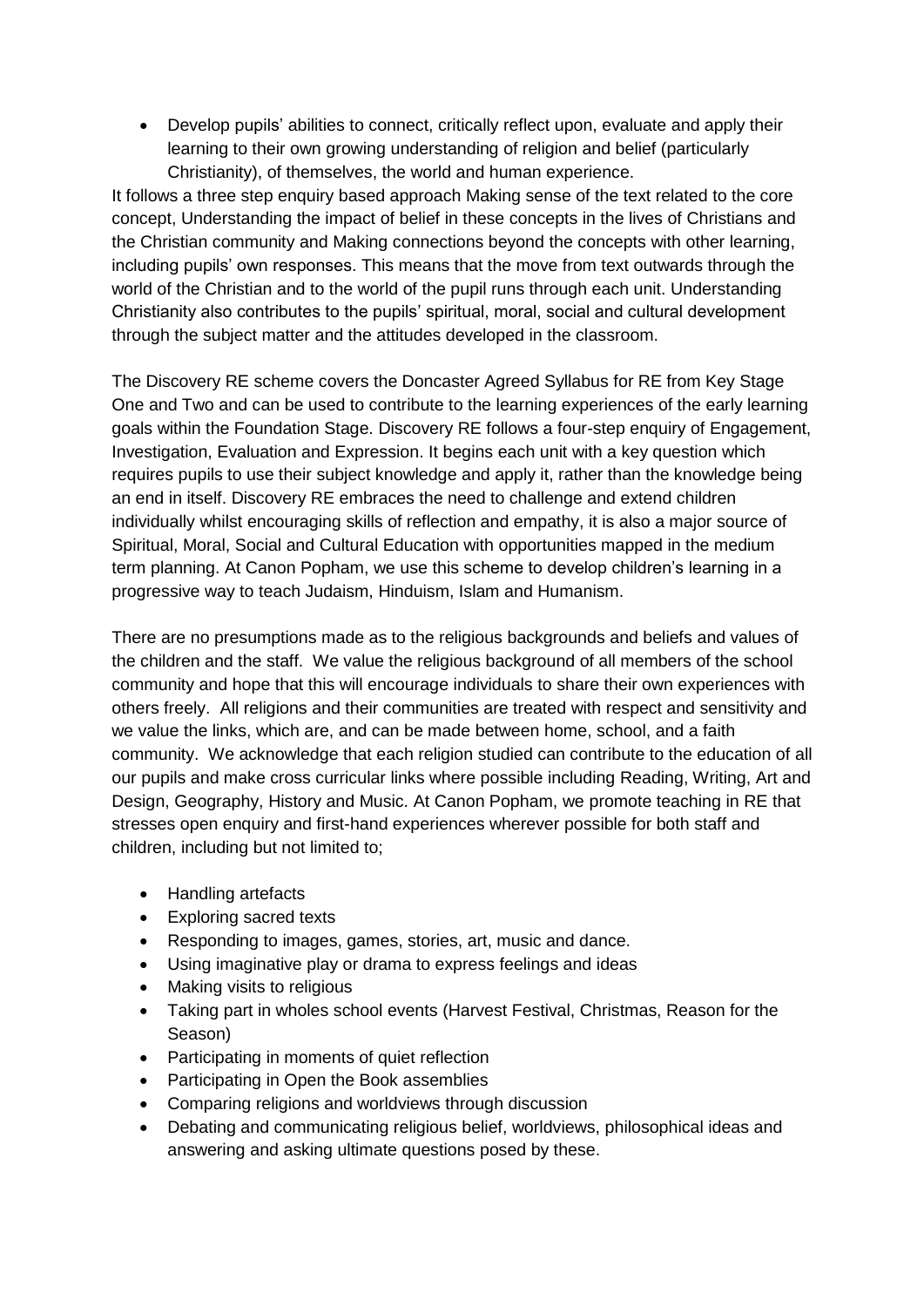- Develop pupils' abilities to connect, critically reflect upon, evaluate and apply their learning to their own growing understanding of religion and belief (particularly Christianity), of themselves, the world and human experience.

It follows a three step enquiry based approach Making sense of the text related to the core concept, Understanding the impact of belief in these concepts in the lives of Christians and the Christian community and Making connections beyond the concepts with other learning, including pupils' own responses. This means that the move from text outwards through the world of the Christian and to the world of the pupil runs through each unit. Understanding Christianity also contributes to the pupils' spiritual, moral, social and cultural development through the subject matter and the attitudes developed in the classroom.

The Discovery RE scheme covers the Doncaster Agreed Syllabus for RE from Key Stage One and Two and can be used to contribute to the learning experiences of the early learning goals within the Foundation Stage. Discovery RE follows a four-step enquiry of Engagement, Investigation, Evaluation and Expression. It begins each unit with a key question which requires pupils to use their subject knowledge and apply it, rather than the knowledge being an end in itself. Discovery RE embraces the need to challenge and extend children individually whilst encouraging skills of reflection and empathy, it is also a major source of Spiritual, Moral, Social and Cultural Education with opportunities mapped in the medium term planning. At Canon Popham, we use this scheme to develop children's learning in a progressive way to teach Judaism, Hinduism, Islam and Humanism.

There are no presumptions made as to the religious backgrounds and beliefs and values of the children and the staff. We value the religious background of all members of the school community and hope that this will encourage individuals to share their own experiences with others freely. All religions and their communities are treated with respect and sensitivity and we value the links, which are, and can be made between home, school, and a faith community. We acknowledge that each religion studied can contribute to the education of all our pupils and make cross curricular links where possible including Reading, Writing, Art and Design, Geography, History and Music. At Canon Popham, we promote teaching in RE that stresses open enquiry and first-hand experiences wherever possible for both staff and children, including but not limited to;

- Handling artefacts
- Exploring sacred texts
- Responding to images, games, stories, art, music and dance.
- Using imaginative play or drama to express feelings and ideas
- Making visits to religious
- Taking part in wholes school events (Harvest Festival, Christmas, Reason for the Season)
- Participating in moments of quiet reflection
- Participating in Open the Book assemblies
- Comparing religions and worldviews through discussion
- Debating and communicating religious belief, worldviews, philosophical ideas and answering and asking ultimate questions posed by these.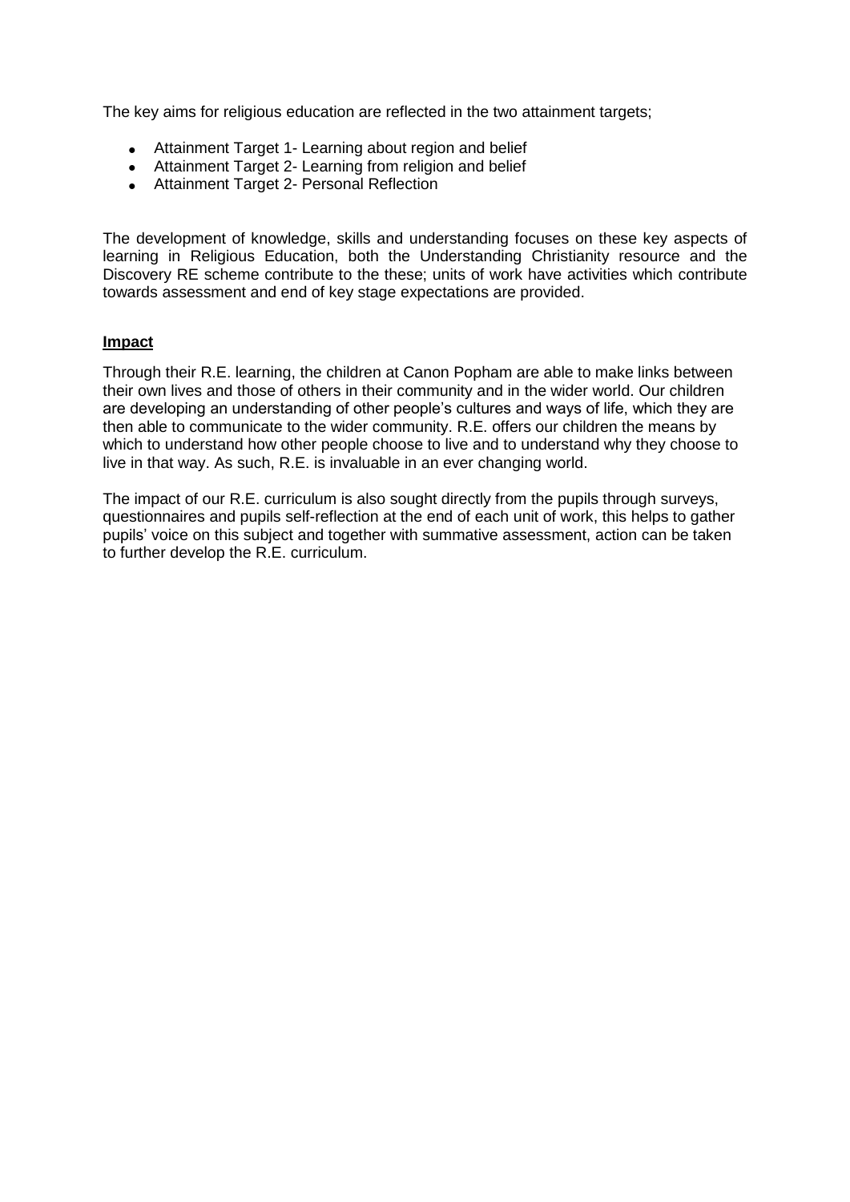The key aims for religious education are reflected in the two attainment targets;

- Attainment Target 1- Learning about region and belief
- Attainment Target 2- Learning from religion and belief
- Attainment Target 2- Personal Reflection

The development of knowledge, skills and understanding focuses on these key aspects of learning in Religious Education, both the Understanding Christianity resource and the Discovery RE scheme contribute to the these; units of work have activities which contribute towards assessment and end of key stage expectations are provided.

## Impact

Through their R.E. learning, the children at Canon Popham are able to make links between their own lives and those of others in their community and in the wider world. Our children are developing an understanding of other people's cultures and ways of life, which they are then able to communicate to the wider community. R.E. offers our children the means by which to understand how other people choose to live and to understand why they choose to live in that way. As such, R.E. is invaluable in an ever changing world.

The impact of our R.E. curriculum is also sought directly from the pupils through surveys, questionnaires and pupils self-reflection at the end of each unit of work, this helps to gather pupils' voice on this subject and together with summative assessment, action can be taken to further develop the R.E. curriculum.